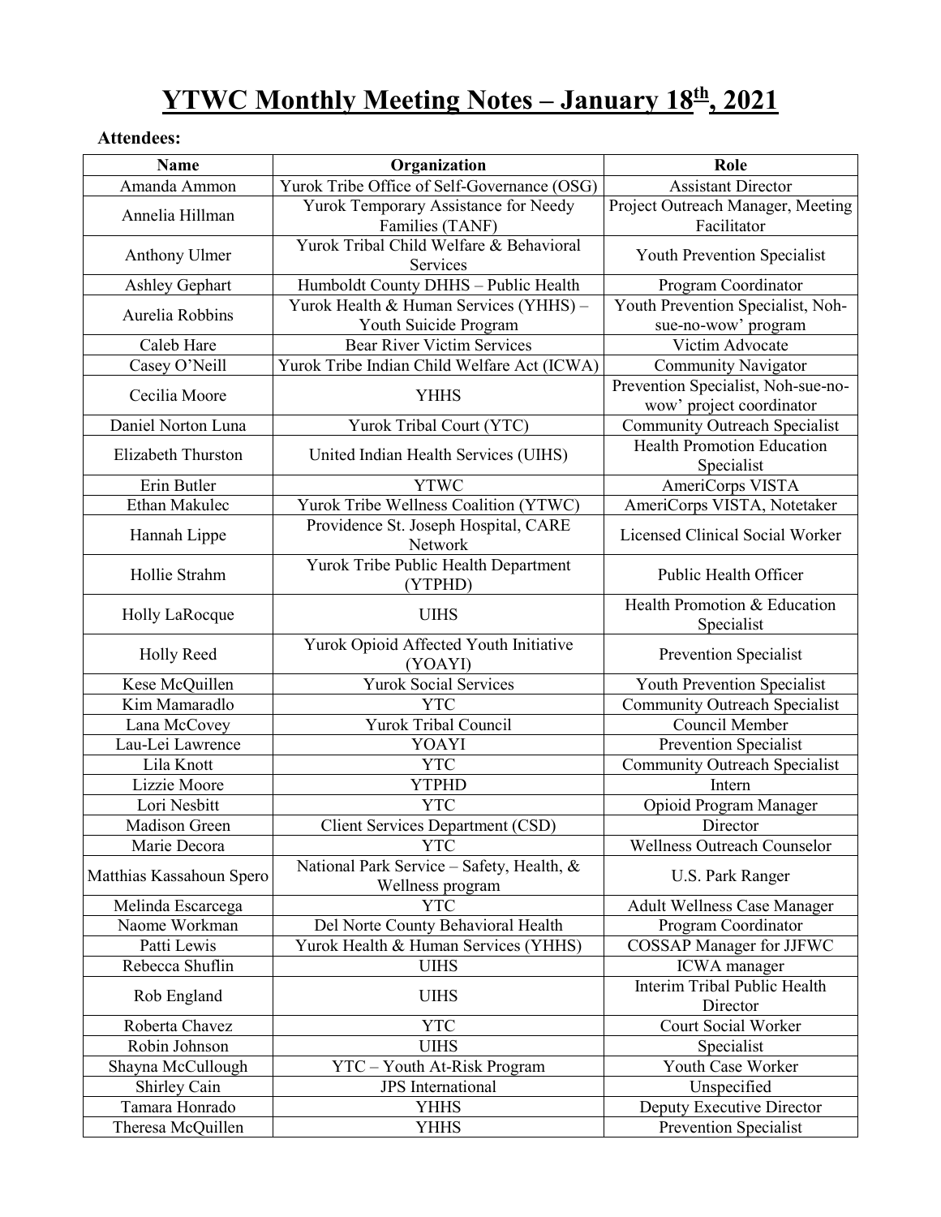# YTWC Monthly Meeting Notes – January 18th, 2021

**Attendees:**

| Name | Organization | Role |
|---|---|---|
| Amanda Ammon | Yurok Tribe Office of Self-Governance (OSG) | Assistant Director |
| Annelia Hillman | Yurok Temporary Assistance for Needy Families (TANF) | Project Outreach Manager, Meeting Facilitator |
| Anthony Ulmer | Yurok Tribal Child Welfare & Behavioral Services | Youth Prevention Specialist |
| Ashley Gephart | Humboldt County DHHS – Public Health | Program Coordinator |
| Aurelia Robbins | Yurok Health & Human Services (YHHS) – Youth Suicide Program | Youth Prevention Specialist, Noh-sue-no-wow' program |
| Caleb Hare | Bear River Victim Services | Victim Advocate |
| Casey O'Neill | Yurok Tribe Indian Child Welfare Act (ICWA) | Community Navigator |
| Cecilia Moore | YHHS | Prevention Specialist, Noh-sue-no-wow' project coordinator |
| Daniel Norton Luna | Yurok Tribal Court (YTC) | Community Outreach Specialist |
| Elizabeth Thurston | United Indian Health Services (UIHS) | Health Promotion Education Specialist |
| Erin Butler | YTWC | AmeriCorps VISTA |
| Ethan Makulec | Yurok Tribe Wellness Coalition (YTWC) | AmeriCorps VISTA, Notetaker |
| Hannah Lippe | Providence St. Joseph Hospital, CARE Network | Licensed Clinical Social Worker |
| Hollie Strahm | Yurok Tribe Public Health Department (YTPHD) | Public Health Officer |
| Holly LaRocque | UIHS | Health Promotion & Education Specialist |
| Holly Reed | Yurok Opioid Affected Youth Initiative (YOAYI) | Prevention Specialist |
| Kese McQuillen | Yurok Social Services | Youth Prevention Specialist |
| Kim Mamaradlo | YTC | Community Outreach Specialist |
| Lana McCovey | Yurok Tribal Council | Council Member |
| Lau-Lei Lawrence | YOAYI | Prevention Specialist |
| Lila Knott | YTC | Community Outreach Specialist |
| Lizzie Moore | YTPHD | Intern |
| Lori Nesbitt | YTC | Opioid Program Manager |
| Madison Green | Client Services Department (CSD) | Director |
| Marie Decora | YTC | Wellness Outreach Counselor |
| Matthias Kassahoun Spero | National Park Service – Safety, Health, & Wellness program | U.S. Park Ranger |
| Melinda Escarcega | YTC | Adult Wellness Case Manager |
| Naome Workman | Del Norte County Behavioral Health | Program Coordinator |
| Patti Lewis | Yurok Health & Human Services (YHHS) | COSSAP Manager for JJFWC |
| Rebecca Shuflin | UIHS | ICWA manager |
| Rob England | UIHS | Interim Tribal Public Health Director |
| Roberta Chavez | YTC | Court Social Worker |
| Robin Johnson | UIHS | Specialist |
| Shayna McCullough | YTC – Youth At-Risk Program | Youth Case Worker |
| Shirley Cain | JPS International | Unspecified |
| Tamara Honrado | YHHS | Deputy Executive Director |
| Theresa McQuillen | YHHS | Prevention Specialist |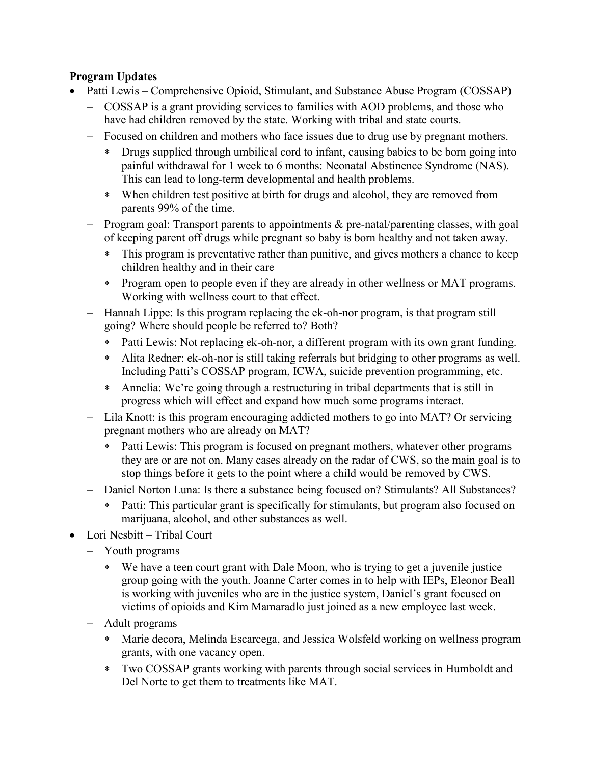**Program Updates**

- Patti Lewis – Comprehensive Opioid, Stimulant, and Substance Abuse Program (COSSAP)
  - COSSAP is a grant providing services to families with AOD problems, and those who have had children removed by the state. Working with tribal and state courts.
  - Focused on children and mothers who face issues due to drug use by pregnant mothers.
    - Drugs supplied through umbilical cord to infant, causing babies to be born going into painful withdrawal for 1 week to 6 months: Neonatal Abstinence Syndrome (NAS). This can lead to long-term developmental and health problems.
    - When children test positive at birth for drugs and alcohol, they are removed from parents 99% of the time.
  - Program goal: Transport parents to appointments & pre-natal/parenting classes, with goal of keeping parent off drugs while pregnant so baby is born healthy and not taken away.
    - This program is preventative rather than punitive, and gives mothers a chance to keep children healthy and in their care
    - Program open to people even if they are already in other wellness or MAT programs. Working with wellness court to that effect.
  - Hannah Lippe: Is this program replacing the ek-oh-nor program, is that program still going? Where should people be referred to? Both?
    - Patti Lewis: Not replacing ek-oh-nor, a different program with its own grant funding.
    - Alita Redner: ek-oh-nor is still taking referrals but bridging to other programs as well. Including Patti's COSSAP program, ICWA, suicide prevention programming, etc.
    - Annelia: We're going through a restructuring in tribal departments that is still in progress which will effect and expand how much some programs interact.
  - Lila Knott: is this program encouraging addicted mothers to go into MAT? Or servicing pregnant mothers who are already on MAT?
    - Patti Lewis: This program is focused on pregnant mothers, whatever other programs they are or are not on. Many cases already on the radar of CWS, so the main goal is to stop things before it gets to the point where a child would be removed by CWS.
  - Daniel Norton Luna: Is there a substance being focused on? Stimulants? All Substances?
    - Patti: This particular grant is specifically for stimulants, but program also focused on marijuana, alcohol, and other substances as well.
- Lori Nesbitt – Tribal Court
  - Youth programs
    - We have a teen court grant with Dale Moon, who is trying to get a juvenile justice group going with the youth. Joanne Carter comes in to help with IEPs, Eleonor Beall is working with juveniles who are in the justice system, Daniel's grant focused on victims of opioids and Kim Mamaradlo just joined as a new employee last week.
  - Adult programs
    - Marie decora, Melinda Escarcega, and Jessica Wolsfeld working on wellness program grants, with one vacancy open.
    - Two COSSAP grants working with parents through social services in Humboldt and Del Norte to get them to treatments like MAT.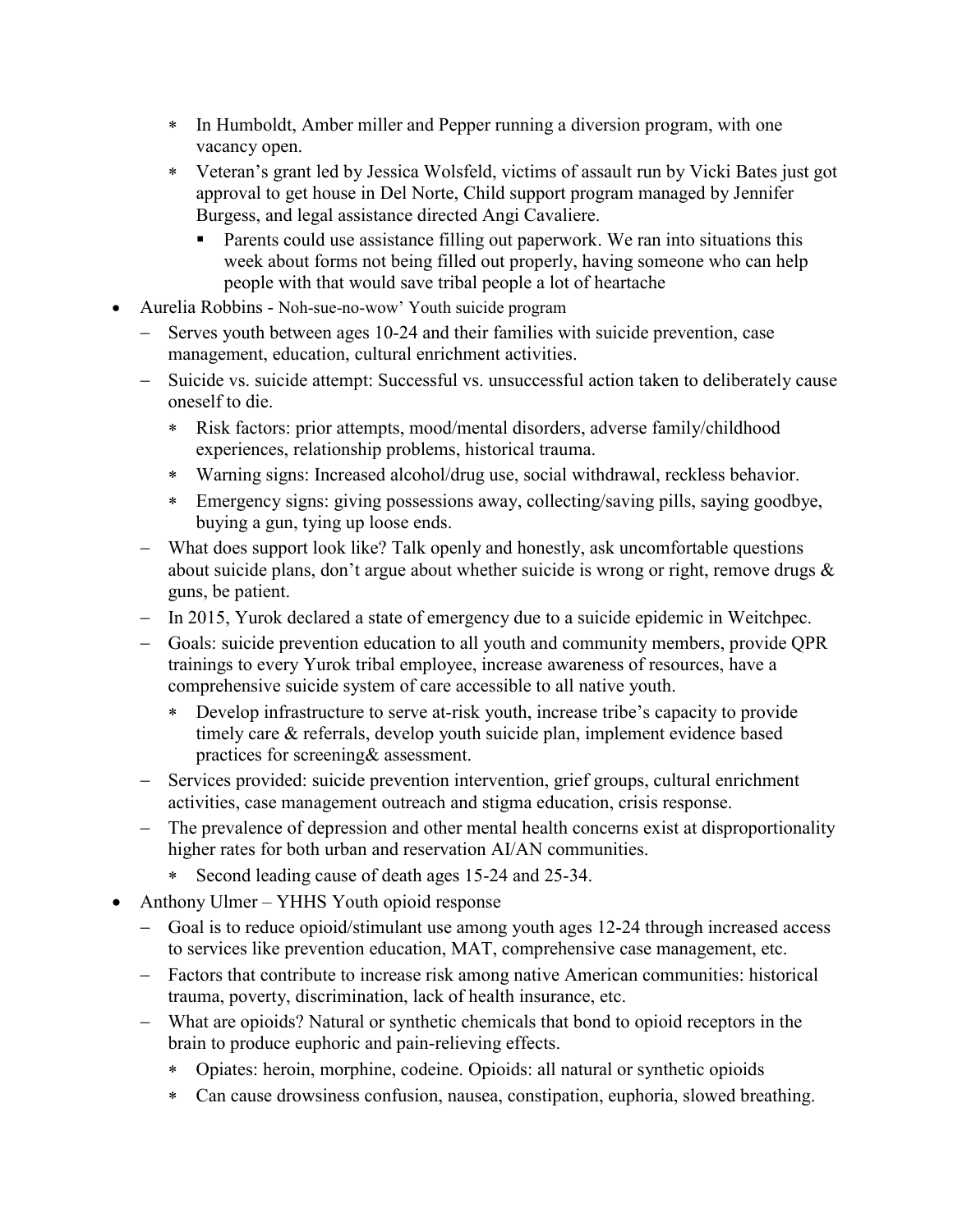- In Humboldt, Amber miller and Pepper running a diversion program, with one vacancy open.
    - Veteran's grant led by Jessica Wolsfeld, victims of assault run by Vicki Bates just got approval to get house in Del Norte, Child support program managed by Jennifer Burgess, and legal assistance directed Angi Cavaliere.
      - Parents could use assistance filling out paperwork. We ran into situations this week about forms not being filled out properly, having someone who can help people with that would save tribal people a lot of heartache
- Aurelia Robbins - Noh-sue-no-wow' Youth suicide program
  - Serves youth between ages 10-24 and their families with suicide prevention, case management, education, cultural enrichment activities.
  - Suicide vs. suicide attempt: Successful vs. unsuccessful action taken to deliberately cause oneself to die.
    - Risk factors: prior attempts, mood/mental disorders, adverse family/childhood experiences, relationship problems, historical trauma.
    - Warning signs: Increased alcohol/drug use, social withdrawal, reckless behavior.
    - Emergency signs: giving possessions away, collecting/saving pills, saying goodbye, buying a gun, tying up loose ends.
  - What does support look like? Talk openly and honestly, ask uncomfortable questions about suicide plans, don't argue about whether suicide is wrong or right, remove drugs & guns, be patient.
  - In 2015, Yurok declared a state of emergency due to a suicide epidemic in Weitchpec.
  - Goals: suicide prevention education to all youth and community members, provide QPR trainings to every Yurok tribal employee, increase awareness of resources, have a comprehensive suicide system of care accessible to all native youth.
    - Develop infrastructure to serve at-risk youth, increase tribe's capacity to provide timely care & referrals, develop youth suicide plan, implement evidence based practices for screening& assessment.
  - Services provided: suicide prevention intervention, grief groups, cultural enrichment activities, case management outreach and stigma education, crisis response.
  - The prevalence of depression and other mental health concerns exist at disproportionality higher rates for both urban and reservation AI/AN communities.
    - Second leading cause of death ages 15-24 and 25-34.
- Anthony Ulmer – YHHS Youth opioid response
  - Goal is to reduce opioid/stimulant use among youth ages 12-24 through increased access to services like prevention education, MAT, comprehensive case management, etc.
  - Factors that contribute to increase risk among native American communities: historical trauma, poverty, discrimination, lack of health insurance, etc.
  - What are opioids? Natural or synthetic chemicals that bond to opioid receptors in the brain to produce euphoric and pain-relieving effects.
    - Opiates: heroin, morphine, codeine. Opioids: all natural or synthetic opioids
    - Can cause drowsiness confusion, nausea, constipation, euphoria, slowed breathing.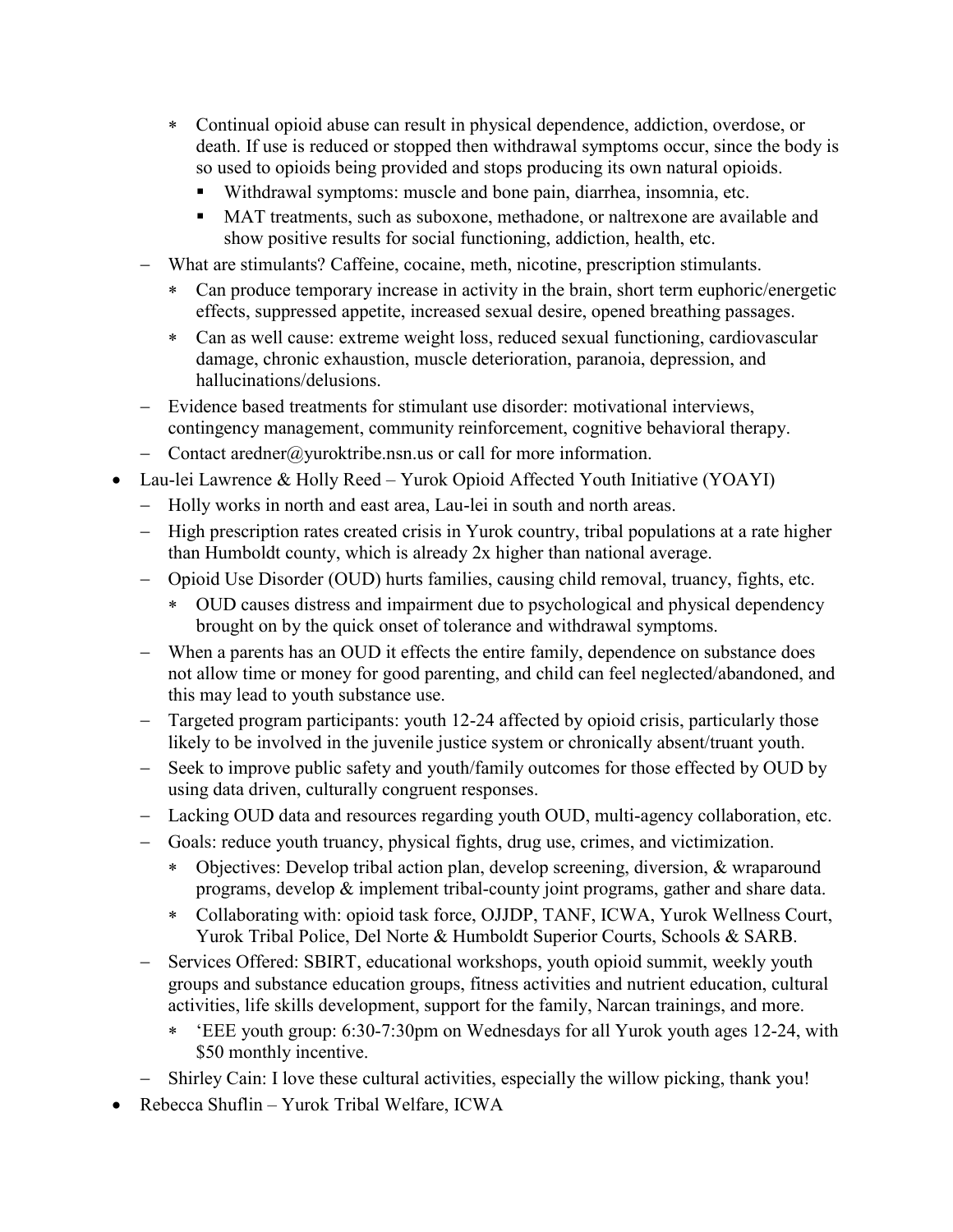- Continual opioid abuse can result in physical dependence, addiction, overdose, or death. If use is reduced or stopped then withdrawal symptoms occur, since the body is so used to opioids being provided and stops producing its own natural opioids.
      - Withdrawal symptoms: muscle and bone pain, diarrhea, insomnia, etc.
      - MAT treatments, such as suboxone, methadone, or naltrexone are available and show positive results for social functioning, addiction, health, etc.
  - What are stimulants? Caffeine, cocaine, meth, nicotine, prescription stimulants.
    - Can produce temporary increase in activity in the brain, short term euphoric/energetic effects, suppressed appetite, increased sexual desire, opened breathing passages.
    - Can as well cause: extreme weight loss, reduced sexual functioning, cardiovascular damage, chronic exhaustion, muscle deterioration, paranoia, depression, and hallucinations/delusions.
  - Evidence based treatments for stimulant use disorder: motivational interviews, contingency management, community reinforcement, cognitive behavioral therapy.
  - Contact aredner@yuroktribe.nsn.us or call for more information.
- Lau-lei Lawrence & Holly Reed – Yurok Opioid Affected Youth Initiative (YOAYI)
  - Holly works in north and east area, Lau-lei in south and north areas.
  - High prescription rates created crisis in Yurok country, tribal populations at a rate higher than Humboldt county, which is already 2x higher than national average.
  - Opioid Use Disorder (OUD) hurts families, causing child removal, truancy, fights, etc.
    - OUD causes distress and impairment due to psychological and physical dependency brought on by the quick onset of tolerance and withdrawal symptoms.
  - When a parents has an OUD it effects the entire family, dependence on substance does not allow time or money for good parenting, and child can feel neglected/abandoned, and this may lead to youth substance use.
  - Targeted program participants: youth 12-24 affected by opioid crisis, particularly those likely to be involved in the juvenile justice system or chronically absent/truant youth.
  - Seek to improve public safety and youth/family outcomes for those effected by OUD by using data driven, culturally congruent responses.
  - Lacking OUD data and resources regarding youth OUD, multi-agency collaboration, etc.
  - Goals: reduce youth truancy, physical fights, drug use, crimes, and victimization.
    - Objectives: Develop tribal action plan, develop screening, diversion, & wraparound programs, develop & implement tribal-county joint programs, gather and share data.
    - Collaborating with: opioid task force, OJJDP, TANF, ICWA, Yurok Wellness Court, Yurok Tribal Police, Del Norte & Humboldt Superior Courts, Schools & SARB.
  - Services Offered: SBIRT, educational workshops, youth opioid summit, weekly youth groups and substance education groups, fitness activities and nutrient education, cultural activities, life skills development, support for the family, Narcan trainings, and more.
    - 'EEE youth group: 6:30-7:30pm on Wednesdays for all Yurok youth ages 12-24, with $50 monthly incentive.
  - Shirley Cain: I love these cultural activities, especially the willow picking, thank you!
- Rebecca Shuflin – Yurok Tribal Welfare, ICWA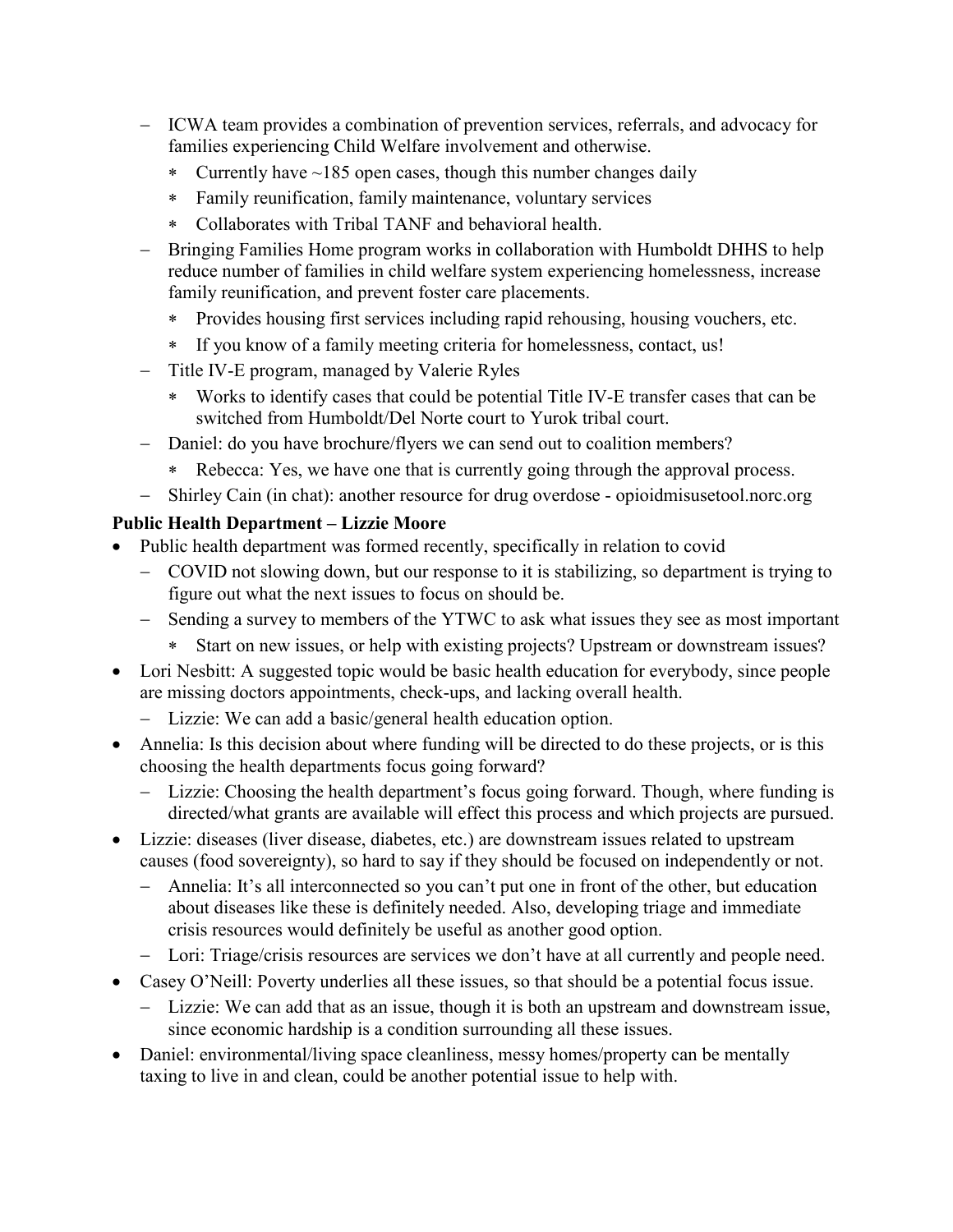- ICWA team provides a combination of prevention services, referrals, and advocacy for families experiencing Child Welfare involvement and otherwise.
    - Currently have ~185 open cases, though this number changes daily
    - Family reunification, family maintenance, voluntary services
    - Collaborates with Tribal TANF and behavioral health.
  - Bringing Families Home program works in collaboration with Humboldt DHHS to help reduce number of families in child welfare system experiencing homelessness, increase family reunification, and prevent foster care placements.
    - Provides housing first services including rapid rehousing, housing vouchers, etc.
    - If you know of a family meeting criteria for homelessness, contact, us!
  - Title IV-E program, managed by Valerie Ryles
    - Works to identify cases that could be potential Title IV-E transfer cases that can be switched from Humboldt/Del Norte court to Yurok tribal court.
  - Daniel: do you have brochure/flyers we can send out to coalition members?
    - Rebecca: Yes, we have one that is currently going through the approval process.
  - Shirley Cain (in chat): another resource for drug overdose - opioidmisusetool.norc.org

**Public Health Department – Lizzie Moore**

- Public health department was formed recently, specifically in relation to covid
  - COVID not slowing down, but our response to it is stabilizing, so department is trying to figure out what the next issues to focus on should be.
  - Sending a survey to members of the YTWC to ask what issues they see as most important
    - Start on new issues, or help with existing projects? Upstream or downstream issues?
- Lori Nesbitt: A suggested topic would be basic health education for everybody, since people are missing doctors appointments, check-ups, and lacking overall health.
  - Lizzie: We can add a basic/general health education option.
- Annelia: Is this decision about where funding will be directed to do these projects, or is this choosing the health departments focus going forward?
  - Lizzie: Choosing the health department's focus going forward. Though, where funding is directed/what grants are available will effect this process and which projects are pursued.
- Lizzie: diseases (liver disease, diabetes, etc.) are downstream issues related to upstream causes (food sovereignty), so hard to say if they should be focused on independently or not.
  - Annelia: It's all interconnected so you can't put one in front of the other, but education about diseases like these is definitely needed. Also, developing triage and immediate crisis resources would definitely be useful as another good option.
  - Lori: Triage/crisis resources are services we don't have at all currently and people need.
- Casey O'Neill: Poverty underlies all these issues, so that should be a potential focus issue.
  - Lizzie: We can add that as an issue, though it is both an upstream and downstream issue, since economic hardship is a condition surrounding all these issues.
- Daniel: environmental/living space cleanliness, messy homes/property can be mentally taxing to live in and clean, could be another potential issue to help with.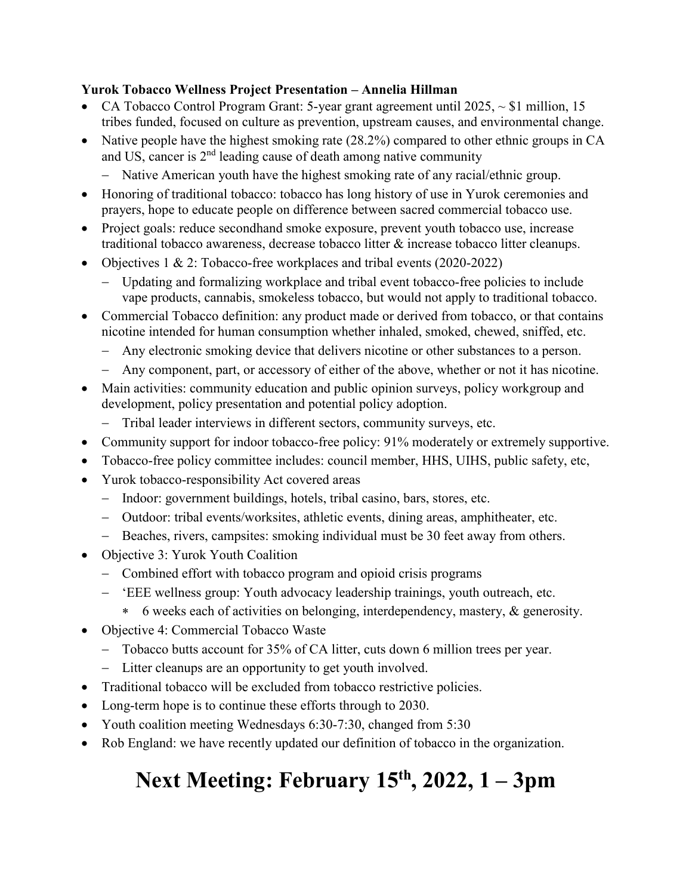**Yurok Tobacco Wellness Project Presentation – Annelia Hillman**

- CA Tobacco Control Program Grant: 5-year grant agreement until 2025, ~ $1 million, 15 tribes funded, focused on culture as prevention, upstream causes, and environmental change.
- Native people have the highest smoking rate (28.2%) compared to other ethnic groups in CA and US, cancer is 2nd leading cause of death among native community
  - Native American youth have the highest smoking rate of any racial/ethnic group.
- Honoring of traditional tobacco: tobacco has long history of use in Yurok ceremonies and prayers, hope to educate people on difference between sacred commercial tobacco use.
- Project goals: reduce secondhand smoke exposure, prevent youth tobacco use, increase traditional tobacco awareness, decrease tobacco litter & increase tobacco litter cleanups.
- Objectives 1 & 2: Tobacco-free workplaces and tribal events (2020-2022)
  - Updating and formalizing workplace and tribal event tobacco-free policies to include vape products, cannabis, smokeless tobacco, but would not apply to traditional tobacco.
- Commercial Tobacco definition: any product made or derived from tobacco, or that contains nicotine intended for human consumption whether inhaled, smoked, chewed, sniffed, etc.
  - Any electronic smoking device that delivers nicotine or other substances to a person.
  - Any component, part, or accessory of either of the above, whether or not it has nicotine.
- Main activities: community education and public opinion surveys, policy workgroup and development, policy presentation and potential policy adoption.
  - Tribal leader interviews in different sectors, community surveys, etc.
- Community support for indoor tobacco-free policy: 91% moderately or extremely supportive.
- Tobacco-free policy committee includes: council member, HHS, UIHS, public safety, etc,
- Yurok tobacco-responsibility Act covered areas
  - Indoor: government buildings, hotels, tribal casino, bars, stores, etc.
  - Outdoor: tribal events/worksites, athletic events, dining areas, amphitheater, etc.
  - Beaches, rivers, campsites: smoking individual must be 30 feet away from others.
- Objective 3: Yurok Youth Coalition
  - Combined effort with tobacco program and opioid crisis programs
  - 'EEE wellness group: Youth advocacy leadership trainings, youth outreach, etc.
    - 6 weeks each of activities on belonging, interdependency, mastery, & generosity.
- Objective 4: Commercial Tobacco Waste
  - Tobacco butts account for 35% of CA litter, cuts down 6 million trees per year.
  - Litter cleanups are an opportunity to get youth involved.
- Traditional tobacco will be excluded from tobacco restrictive policies.
- Long-term hope is to continue these efforts through to 2030.
- Youth coalition meeting Wednesdays 6:30-7:30, changed from 5:30
- Rob England: we have recently updated our definition of tobacco in the organization.

# Next Meeting: February 15th, 2022, 1 – 3pm